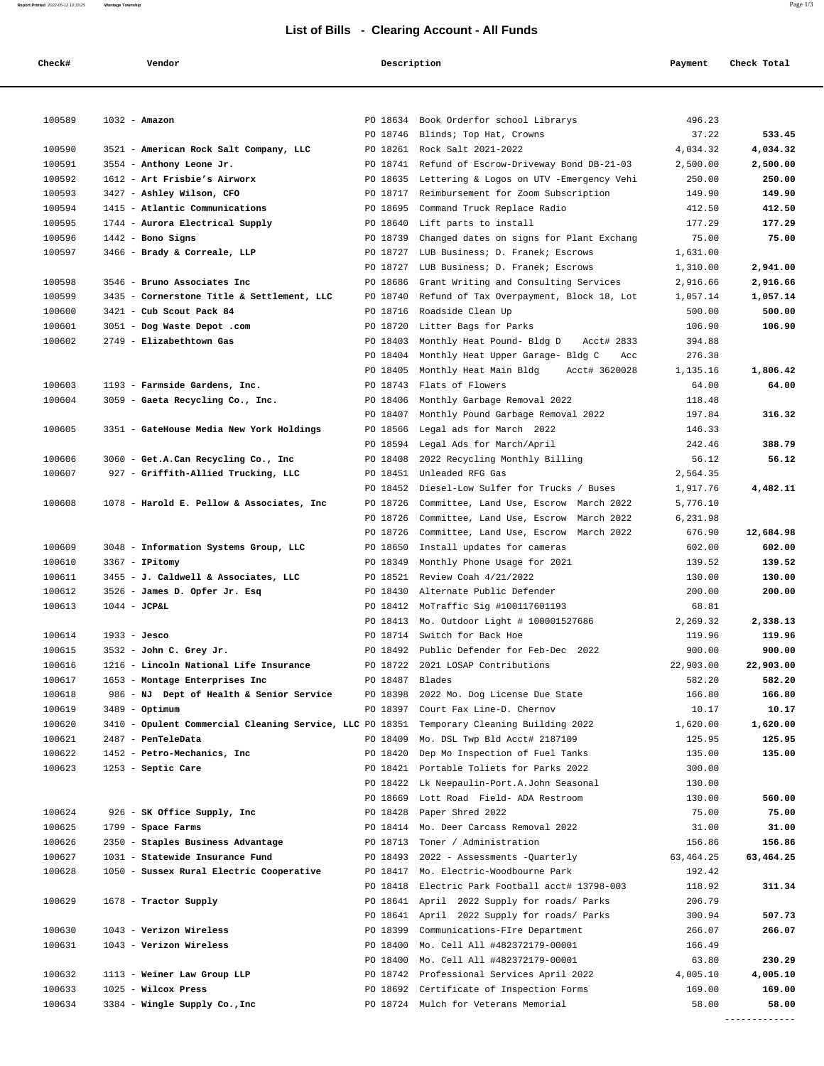# List of Bills - Clearing Account - All Funds

| Check# | Vendor | Description | Payment | Check Total |
|---|---|---|---|---|
| 100589 | 1032 - **Amazon** | PO 18634 Book Orderfor school Librarys | 496.23 | |
| | | PO 18746 Blinds; Top Hat, Crowns | 37.22 | **533.45** |
| 100590 | 3521 - **American Rock Salt Company, LLC** | PO 18261 Rock Salt 2021-2022 | 4,034.32 | **4,034.32** |
| 100591 | 3554 - **Anthony Leone Jr.** | PO 18741 Refund of Escrow-Driveway Bond DB-21-03 | 2,500.00 | **2,500.00** |
| 100592 | 1612 - **Art Frisbie's Airworx** | PO 18635 Lettering & Logos on UTV -Emergency Vehi | 250.00 | **250.00** |
| 100593 | 3427 - **Ashley Wilson, CFO** | PO 18717 Reimbursement for Zoom Subscription | 149.90 | **149.90** |
| 100594 | 1415 - **Atlantic Communications** | PO 18695 Command Truck Replace Radio | 412.50 | **412.50** |
| 100595 | 1744 - **Aurora Electrical Supply** | PO 18640 Lift parts to install | 177.29 | **177.29** |
| 100596 | 1442 - **Bono Signs** | PO 18739 Changed dates on signs for Plant Exchang | 75.00 | **75.00** |
| 100597 | 3466 - **Brady & Correale, LLP** | PO 18727 LUB Business; D. Franek; Escrows | 1,631.00 | |
| | | PO 18727 LUB Business; D. Franek; Escrows | 1,310.00 | **2,941.00** |
| 100598 | 3546 - **Bruno Associates Inc** | PO 18686 Grant Writing and Consulting Services | 2,916.66 | **2,916.66** |
| 100599 | 3435 - **Cornerstone Title & Settlement, LLC** | PO 18740 Refund of Tax Overpayment, Block 18, Lot | 1,057.14 | **1,057.14** |
| 100600 | 3421 - **Cub Scout Pack 84** | PO 18716 Roadside Clean Up | 500.00 | **500.00** |
| 100601 | 3051 - **Dog Waste Depot .com** | PO 18720 Litter Bags for Parks | 106.90 | **106.90** |
| 100602 | 2749 - **Elizabethtown Gas** | PO 18403 Monthly Heat Pound- Bldg D Acct# 2833 | 394.88 | |
| | | PO 18404 Monthly Heat Upper Garage- Bldg C Acc | 276.38 | |
| | | PO 18405 Monthly Heat Main Bldg Acct# 3620028 | 1,135.16 | **1,806.42** |
| 100603 | 1193 - **Farmside Gardens, Inc.** | PO 18743 Flats of Flowers | 64.00 | **64.00** |
| 100604 | 3059 - **Gaeta Recycling Co., Inc.** | PO 18406 Monthly Garbage Removal 2022 | 118.48 | |
| | | PO 18407 Monthly Pound Garbage Removal 2022 | 197.84 | **316.32** |
| 100605 | 3351 - **GateHouse Media New York Holdings** | PO 18566 Legal ads for March 2022 | 146.33 | |
| | | PO 18594 Legal Ads for March/April | 242.46 | **388.79** |
| 100606 | 3060 - **Get.A.Can Recycling Co., Inc** | PO 18408 2022 Recycling Monthly Billing | 56.12 | **56.12** |
| 100607 | 927 - **Griffith-Allied Trucking, LLC** | PO 18451 Unleaded RFG Gas | 2,564.35 | |
| | | PO 18452 Diesel-Low Sulfer for Trucks / Buses | 1,917.76 | **4,482.11** |
| 100608 | 1078 - **Harold E. Pellow & Associates, Inc** | PO 18726 Committee, Land Use, Escrow March 2022 | 5,776.10 | |
| | | PO 18726 Committee, Land Use, Escrow March 2022 | 6,231.98 | |
| | | PO 18726 Committee, Land Use, Escrow March 2022 | 676.90 | **12,684.98** |
| 100609 | 3048 - **Information Systems Group, LLC** | PO 18650 Install updates for cameras | 602.00 | **602.00** |
| 100610 | 3367 - **IPitomy** | PO 18349 Monthly Phone Usage for 2021 | 139.52 | **139.52** |
| 100611 | 3455 - **J. Caldwell & Associates, LLC** | PO 18521 Review Coah 4/21/2022 | 130.00 | **130.00** |
| 100612 | 3526 - **James D. Opfer Jr. Esq** | PO 18430 Alternate Public Defender | 200.00 | **200.00** |
| 100613 | 1044 - **JCP&L** | PO 18412 MoTraffic Sig #100117601193 | 68.81 | |
| | | PO 18413 Mo. Outdoor Light # 100001527686 | 2,269.32 | **2,338.13** |
| 100614 | 1933 - **Jesco** | PO 18714 Switch for Back Hoe | 119.96 | **119.96** |
| 100615 | 3532 - **John C. Grey Jr.** | PO 18492 Public Defender for Feb-Dec 2022 | 900.00 | **900.00** |
| 100616 | 1216 - **Lincoln National Life Insurance** | PO 18722 2021 LOSAP Contributions | 22,903.00 | **22,903.00** |
| 100617 | 1653 - **Montage Enterprises Inc** | PO 18487 Blades | 582.20 | **582.20** |
| 100618 | 986 - **NJ Dept of Health & Senior Service** | PO 18398 2022 Mo. Dog License Due State | 166.80 | **166.80** |
| 100619 | 3489 - **Optimum** | PO 18397 Court Fax Line-D. Chernov | 10.17 | **10.17** |
| 100620 | 3410 - **Opulent Commercial Cleaning Service, LLC** | PO 18351 Temporary Cleaning Building 2022 | 1,620.00 | **1,620.00** |
| 100621 | 2487 - **PenTeleData** | PO 18409 Mo. DSL Twp Bld Acct# 2187109 | 125.95 | **125.95** |
| 100622 | 1452 - **Petro-Mechanics, Inc** | PO 18420 Dep Mo Inspection of Fuel Tanks | 135.00 | **135.00** |
| 100623 | 1253 - **Septic Care** | PO 18421 Portable Toliets for Parks 2022 | 300.00 | |
| | | PO 18422 Lk Neepaulin-Port.A.John Seasonal | 130.00 | |
| | | PO 18669 Lott Road Field- ADA Restroom | 130.00 | **560.00** |
| 100624 | 926 - **SK Office Supply, Inc** | PO 18428 Paper Shred 2022 | 75.00 | **75.00** |
| 100625 | 1799 - **Space Farms** | PO 18414 Mo. Deer Carcass Removal 2022 | 31.00 | **31.00** |
| 100626 | 2350 - **Staples Business Advantage** | PO 18713 Toner / Administration | 156.86 | **156.86** |
| 100627 | 1031 - **Statewide Insurance Fund** | PO 18493 2022 - Assessments -Quarterly | 63,464.25 | **63,464.25** |
| 100628 | 1050 - **Sussex Rural Electric Cooperative** | PO 18417 Mo. Electric-Woodbourne Park | 192.42 | |
| | | PO 18418 Electric Park Football acct# 13798-003 | 118.92 | **311.34** |
| 100629 | 1678 - **Tractor Supply** | PO 18641 April 2022 Supply for roads/ Parks | 206.79 | |
| | | PO 18641 April 2022 Supply for roads/ Parks | 300.94 | **507.73** |
| 100630 | 1043 - **Verizon Wireless** | PO 18399 Communications-FIre Department | 266.07 | **266.07** |
| 100631 | 1043 - **Verizon Wireless** | PO 18400 Mo. Cell All #482372179-00001 | 166.49 | |
| | | PO 18400 Mo. Cell All #482372179-00001 | 63.80 | **230.29** |
| 100632 | 1113 - **Weiner Law Group LLP** | PO 18742 Professional Services April 2022 | 4,005.10 | **4,005.10** |
| 100633 | 1025 - **Wilcox Press** | PO 18692 Certificate of Inspection Forms | 169.00 | **169.00** |
| 100634 | 3384 - **Wingle Supply Co.,Inc** | PO 18724 Mulch for Veterans Memorial | 58.00 | **58.00** |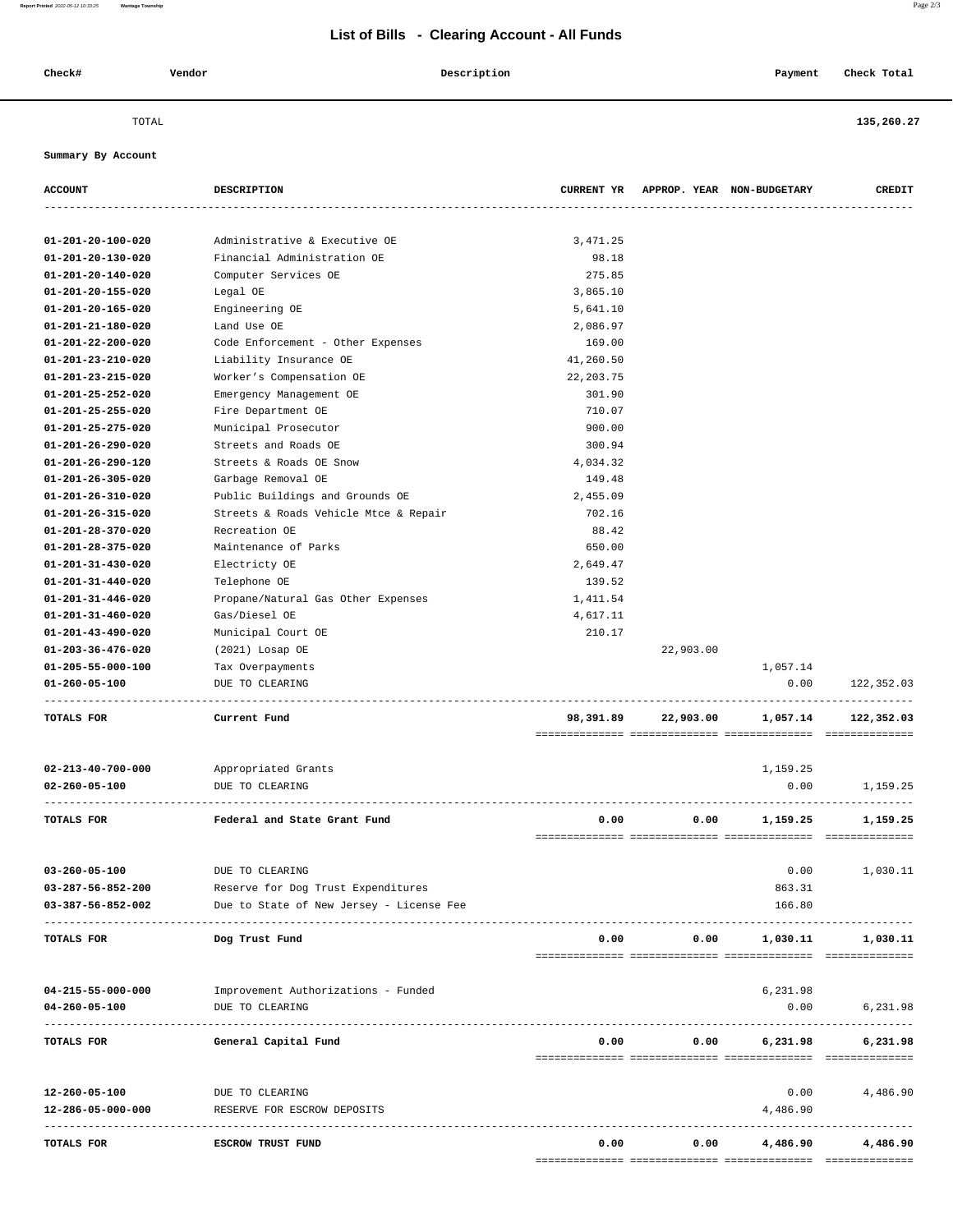## List of Bills - Clearing Account - All Funds

| Check# | Vendor | Description | Payment | Check Total |
|---|---|---|---|---|
| | TOTAL | | | 135,260.27 |

**Summary By Account**

| ACCOUNT | DESCRIPTION | CURRENT YR | APPROP. YEAR | NON-BUDGETARY | CREDIT |
|---|---|---|---|---|---|
| 01-201-20-100-020 | Administrative & Executive OE | 3,471.25 | | | |
| 01-201-20-130-020 | Financial Administration OE | 98.18 | | | |
| 01-201-20-140-020 | Computer Services OE | 275.85 | | | |
| 01-201-20-155-020 | Legal OE | 3,865.10 | | | |
| 01-201-20-165-020 | Engineering OE | 5,641.10 | | | |
| 01-201-21-180-020 | Land Use OE | 2,086.97 | | | |
| 01-201-22-200-020 | Code Enforcement - Other Expenses | 169.00 | | | |
| 01-201-23-210-020 | Liability Insurance OE | 41,260.50 | | | |
| 01-201-23-215-020 | Worker's Compensation OE | 22,203.75 | | | |
| 01-201-25-252-020 | Emergency Management OE | 301.90 | | | |
| 01-201-25-255-020 | Fire Department OE | 710.07 | | | |
| 01-201-25-275-020 | Municipal Prosecutor | 900.00 | | | |
| 01-201-26-290-020 | Streets and Roads OE | 300.94 | | | |
| 01-201-26-290-120 | Streets & Roads OE Snow | 4,034.32 | | | |
| 01-201-26-305-020 | Garbage Removal OE | 149.48 | | | |
| 01-201-26-310-020 | Public Buildings and Grounds OE | 2,455.09 | | | |
| 01-201-26-315-020 | Streets & Roads Vehicle Mtce & Repair | 702.16 | | | |
| 01-201-28-370-020 | Recreation OE | 88.42 | | | |
| 01-201-28-375-020 | Maintenance of Parks | 650.00 | | | |
| 01-201-31-430-020 | Electricty OE | 2,649.47 | | | |
| 01-201-31-440-020 | Telephone OE | 139.52 | | | |
| 01-201-31-446-020 | Propane/Natural Gas Other Expenses | 1,411.54 | | | |
| 01-201-31-460-020 | Gas/Diesel OE | 4,617.11 | | | |
| 01-201-43-490-020 | Municipal Court OE | 210.17 | | | |
| 01-203-36-476-020 | (2021) Losap OE | | 22,903.00 | | |
| 01-205-55-000-100 | Tax Overpayments | | | 1,057.14 | |
| 01-260-05-100 | DUE TO CLEARING | | | 0.00 | 122,352.03 |
| **TOTALS FOR** | **Current Fund** | **98,391.89** | **22,903.00** | **1,057.14** | **122,352.03** |
| 02-213-40-700-000 | Appropriated Grants | | | 1,159.25 | |
| 02-260-05-100 | DUE TO CLEARING | | | 0.00 | 1,159.25 |
| **TOTALS FOR** | **Federal and State Grant Fund** | **0.00** | **0.00** | **1,159.25** | **1,159.25** |
| 03-260-05-100 | DUE TO CLEARING | | | 0.00 | 1,030.11 |
| 03-287-56-852-200 | Reserve for Dog Trust Expenditures | | | 863.31 | |
| 03-387-56-852-002 | Due to State of New Jersey - License Fee | | | 166.80 | |
| **TOTALS FOR** | **Dog Trust Fund** | **0.00** | **0.00** | **1,030.11** | **1,030.11** |
| 04-215-55-000-000 | Improvement Authorizations - Funded | | | 6,231.98 | |
| 04-260-05-100 | DUE TO CLEARING | | | 0.00 | 6,231.98 |
| **TOTALS FOR** | **General Capital Fund** | **0.00** | **0.00** | **6,231.98** | **6,231.98** |
| 12-260-05-100 | DUE TO CLEARING | | | 0.00 | 4,486.90 |
| 12-286-05-000-000 | RESERVE FOR ESCROW DEPOSITS | | | 4,486.90 | |
| **TOTALS FOR** | **ESCROW TRUST FUND** | **0.00** | **0.00** | **4,486.90** | **4,486.90** |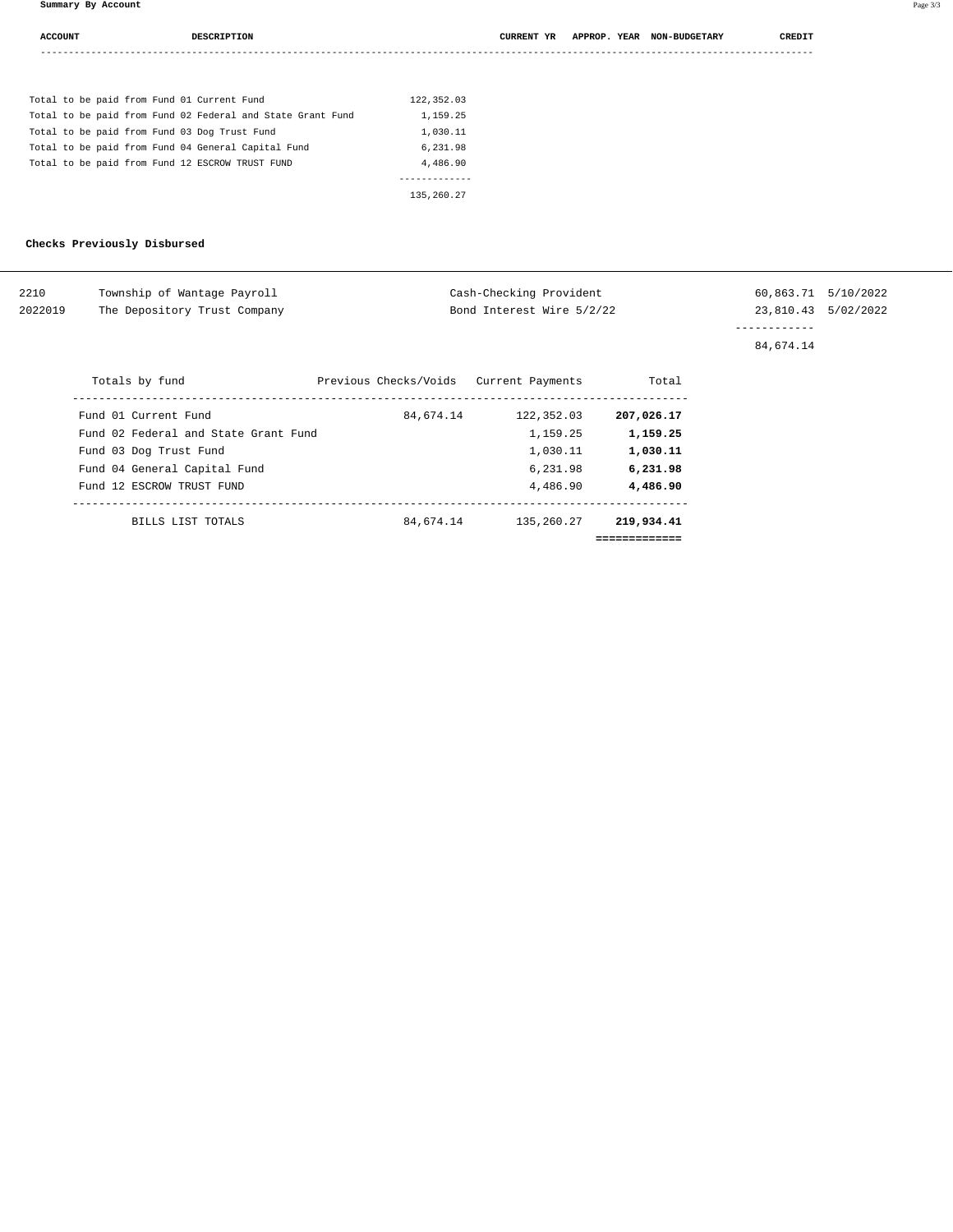**Summary By Account**

| ACCOUNT | DESCRIPTION | CURRENT YR | APPROP. YEAR | NON-BUDGETARY | CREDIT |
|---|---|---|---|---|---|

| | |
|---|---|
| Total to be paid from Fund 01 Current Fund | 122,352.03 |
| Total to be paid from Fund 02 Federal and State Grant Fund | 1,159.25 |
| Total to be paid from Fund 03 Dog Trust Fund | 1,030.11 |
| Total to be paid from Fund 04 General Capital Fund | 6,231.98 |
| Total to be paid from Fund 12 ESCROW TRUST FUND | 4,486.90 |
| | 135,260.27 |

**Checks Previously Disbursed**

| | | | | |
|---|---|---|---|---|
| 2210 | Township of Wantage Payroll | Cash-Checking Provident | 60,863.71 | 5/10/2022 |
| 2022019 | The Depository Trust Company | Bond Interest Wire 5/2/22 | 23,810.43 | 5/02/2022 |
| | | | 84,674.14 | |

| Totals by fund | Previous Checks/Voids | Current Payments | Total |
|---|---|---|---|
| Fund 01 Current Fund | 84,674.14 | 122,352.03 | **207,026.17** |
| Fund 02 Federal and State Grant Fund | | 1,159.25 | **1,159.25** |
| Fund 03 Dog Trust Fund | | 1,030.11 | **1,030.11** |
| Fund 04 General Capital Fund | | 6,231.98 | **6,231.98** |
| Fund 12 ESCROW TRUST FUND | | 4,486.90 | **4,486.90** |
| BILLS LIST TOTALS | 84,674.14 | 135,260.27 | **219,934.41** |